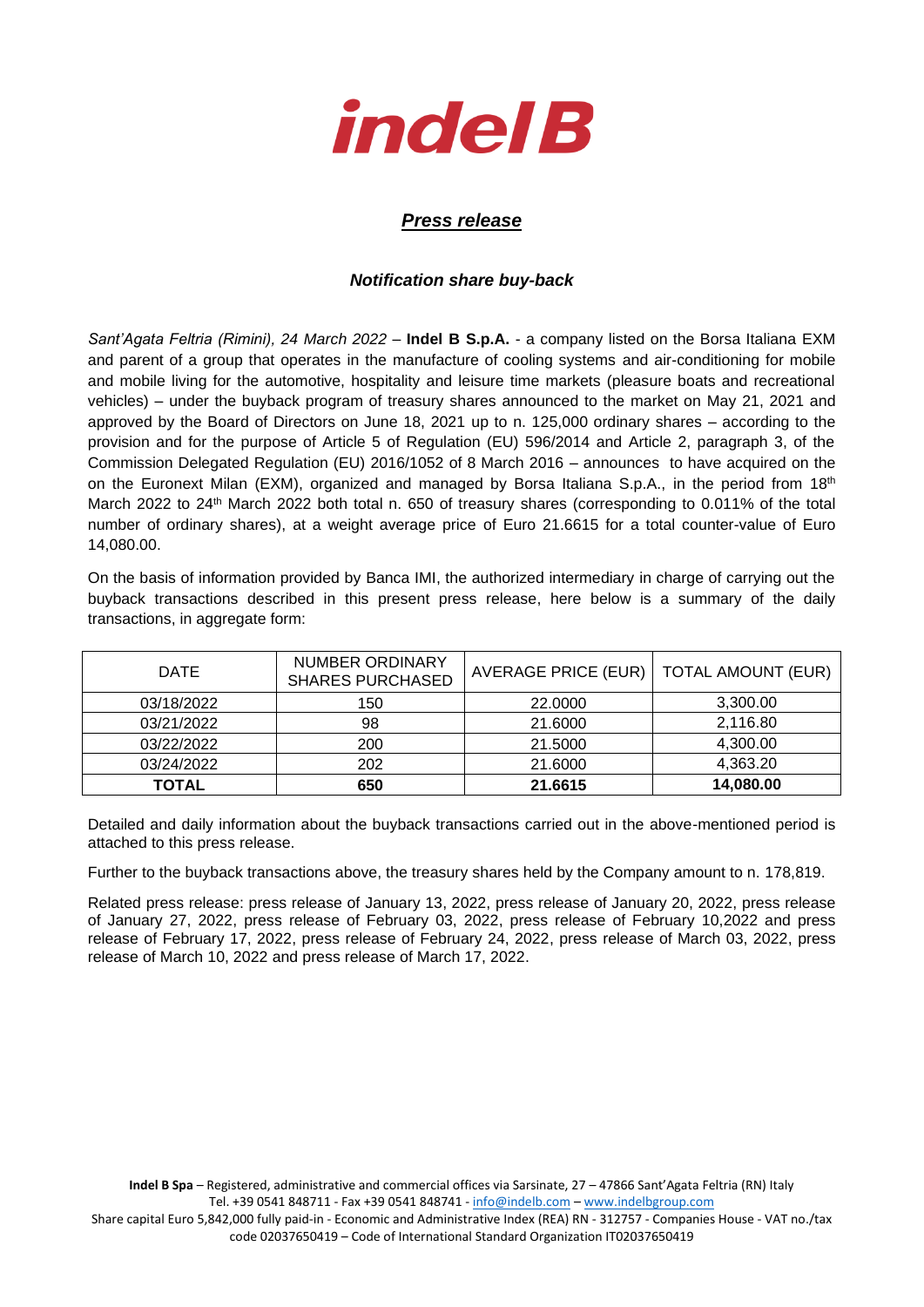*indel B*

## ***Press release***

### ***Notification share buy-back***

*Sant'Agata Feltria (Rimini), 24 March 2022* – **Indel B S.p.A.** - a company listed on the Borsa Italiana EXM and parent of a group that operates in the manufacture of cooling systems and air-conditioning for mobile and mobile living for the automotive, hospitality and leisure time markets (pleasure boats and recreational vehicles) – under the buyback program of treasury shares announced to the market on May 21, 2021 and approved by the Board of Directors on June 18, 2021 up to n. 125,000 ordinary shares – according to the provision and for the purpose of Article 5 of Regulation (EU) 596/2014 and Article 2, paragraph 3, of the Commission Delegated Regulation (EU) 2016/1052 of 8 March 2016 – announces to have acquired on the on the Euronext Milan (EXM), organized and managed by Borsa Italiana S.p.A., in the period from 18th March 2022 to 24th March 2022 both total n. 650 of treasury shares (corresponding to 0.011% of the total number of ordinary shares), at a weight average price of Euro 21.6615 for a total counter-value of Euro 14,080.00.

On the basis of information provided by Banca IMI, the authorized intermediary in charge of carrying out the buyback transactions described in this present press release, here below is a summary of the daily transactions, in aggregate form:

| DATE | NUMBER ORDINARY SHARES PURCHASED | AVERAGE PRICE (EUR) | TOTAL AMOUNT (EUR) |
|---|---|---|---|
| 03/18/2022 | 150 | 22.0000 | 3,300.00 |
| 03/21/2022 | 98 | 21.6000 | 2,116.80 |
| 03/22/2022 | 200 | 21.5000 | 4,300.00 |
| 03/24/2022 | 202 | 21.6000 | 4,363.20 |
| **TOTAL** | **650** | **21.6615** | **14,080.00** |

Detailed and daily information about the buyback transactions carried out in the above-mentioned period is attached to this press release.

Further to the buyback transactions above, the treasury shares held by the Company amount to n. 178,819.

Related press release: press release of January 13, 2022, press release of January 20, 2022, press release of January 27, 2022, press release of February 03, 2022, press release of February 10,2022 and press release of February 17, 2022, press release of February 24, 2022, press release of March 03, 2022, press release of March 10, 2022 and press release of March 17, 2022.

**Indel B Spa** – Registered, administrative and commercial offices via Sarsinate, 27 – 47866 Sant'Agata Feltria (RN) Italy
Tel. +39 0541 848711 - Fax +39 0541 848741 - info@indelb.com – www.indelbgroup.com
Share capital Euro 5,842,000 fully paid-in - Economic and Administrative Index (REA) RN - 312757 - Companies House - VAT no./tax code 02037650419 – Code of International Standard Organization IT02037650419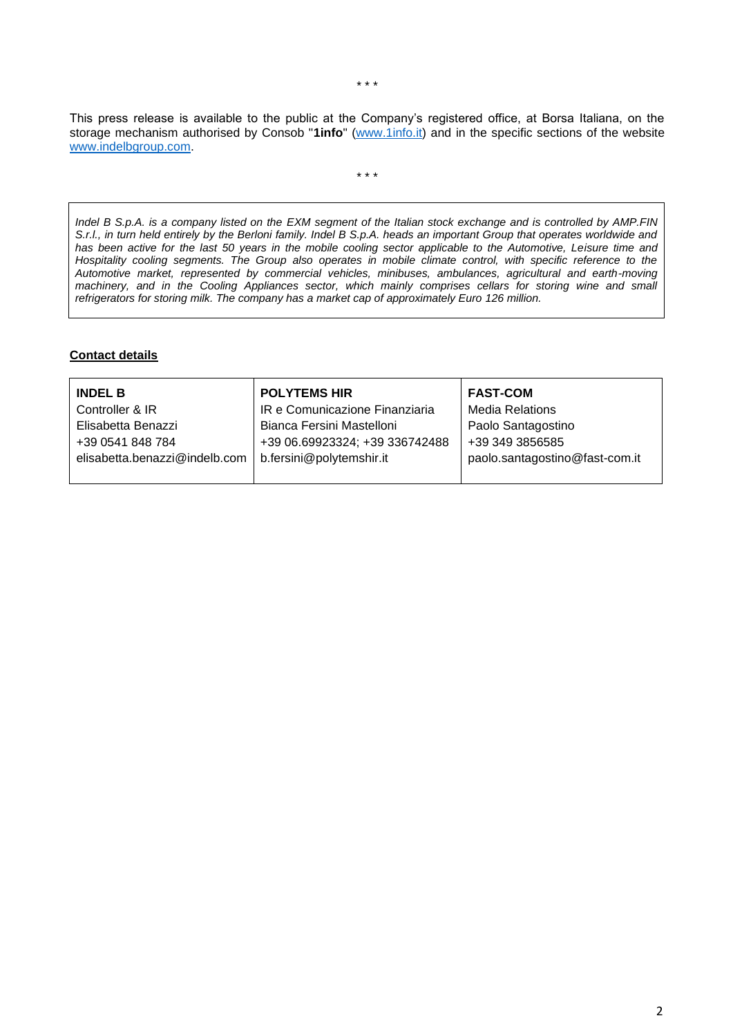\* \* \*

This press release is available to the public at the Company's registered office, at Borsa Italiana, on the storage mechanism authorised by Consob "**1info**" ([www.1info.it](http://www.1info.it)) and in the specific sections of the website [www.indelbgroup.com](http://www.indelbgroup.com).

\* \* \*

*Indel B S.p.A. is a company listed on the EXM segment of the Italian stock exchange and is controlled by AMP.FIN S.r.l., in turn held entirely by the Berloni family. Indel B S.p.A. heads an important Group that operates worldwide and has been active for the last 50 years in the mobile cooling sector applicable to the Automotive, Leisure time and Hospitality cooling segments. The Group also operates in mobile climate control, with specific reference to the Automotive market, represented by commercial vehicles, minibuses, ambulances, agricultural and earth-moving machinery, and in the Cooling Appliances sector, which mainly comprises cellars for storing wine and small refrigerators for storing milk. The company has a market cap of approximately Euro 126 million.*

**<u>Contact details</u>**

| **INDEL B** | **POLYTEMS HIR** | **FAST-COM** |
|---|---|---|
| Controller & IR | IR e Comunicazione Finanziaria | Media Relations |
| Elisabetta Benazzi | Bianca Fersini Mastelloni | Paolo Santagostino |
| +39 0541 848 784 | +39 06.69923324; +39 336742488 | +39 349 3856585 |
| elisabetta.benazzi@indelb.com | b.fersini@polytemshir.it | paolo.santagostino@fast-com.it |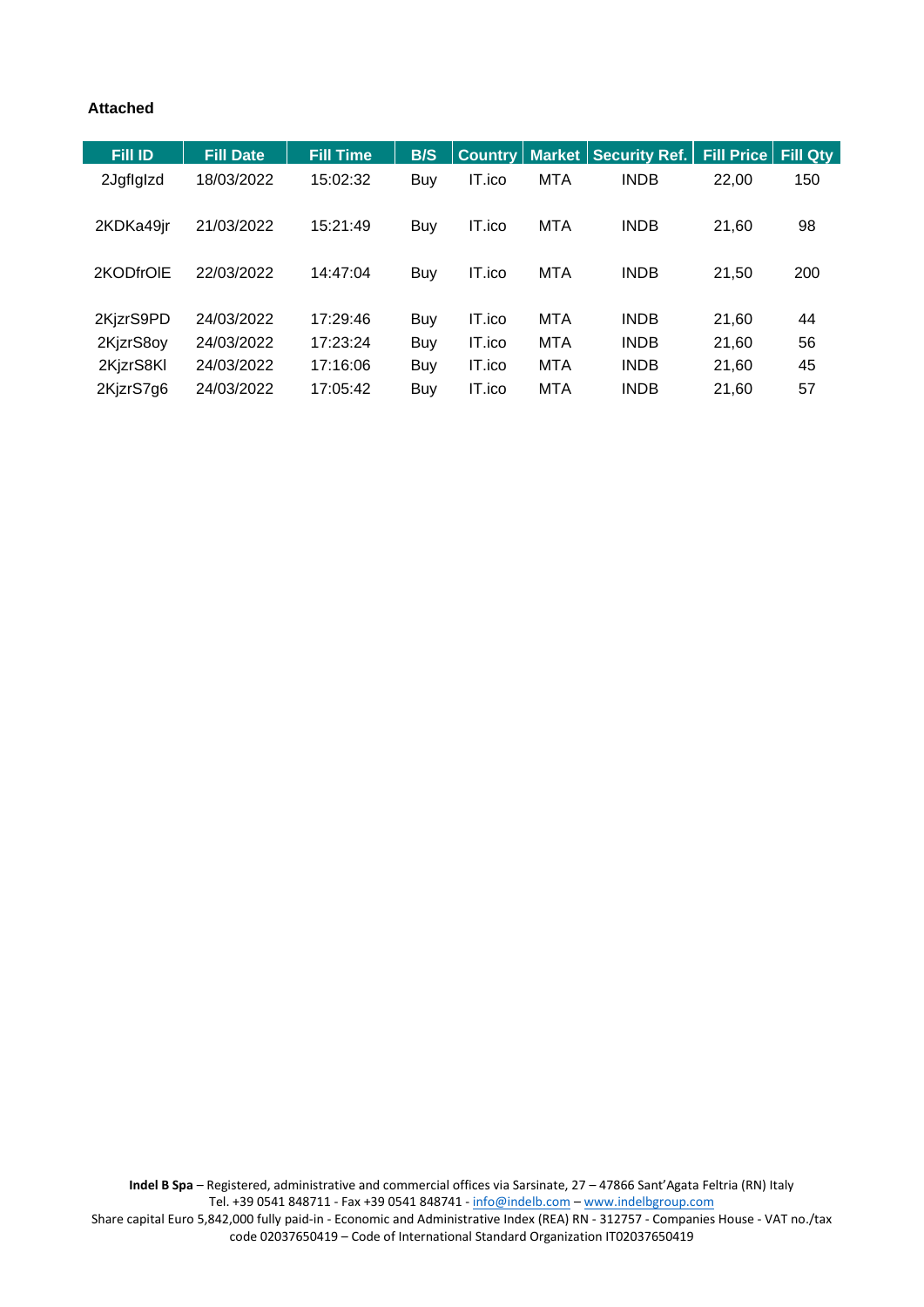**Attached**

| Fill ID | Fill Date | Fill Time | B/S | Country | Market | Security Ref. | Fill Price | Fill Qty |
|---|---|---|---|---|---|---|---|---|
| 2JgfIglzd | 18/03/2022 | 15:02:32 | Buy | IT.ico | MTA | INDB | 22,00 | 150 |
| 2KDKa49jr | 21/03/2022 | 15:21:49 | Buy | IT.ico | MTA | INDB | 21,60 | 98 |
| 2KODfrOlE | 22/03/2022 | 14:47:04 | Buy | IT.ico | MTA | INDB | 21,50 | 200 |
| 2KjzrS9PD | 24/03/2022 | 17:29:46 | Buy | IT.ico | MTA | INDB | 21,60 | 44 |
| 2KjzrS8oy | 24/03/2022 | 17:23:24 | Buy | IT.ico | MTA | INDB | 21,60 | 56 |
| 2KjzrS8Kl | 24/03/2022 | 17:16:06 | Buy | IT.ico | MTA | INDB | 21,60 | 45 |
| 2KjzrS7g6 | 24/03/2022 | 17:05:42 | Buy | IT.ico | MTA | INDB | 21,60 | 57 |

**Indel B Spa** – Registered, administrative and commercial offices via Sarsinate, 27 – 47866 Sant'Agata Feltria (RN) Italy
Tel. +39 0541 848711 - Fax +39 0541 848741 - info@indelb.com – www.indelbgroup.com
Share capital Euro 5,842,000 fully paid-in - Economic and Administrative Index (REA) RN - 312757 - Companies House - VAT no./tax code 02037650419 – Code of International Standard Organization IT02037650419